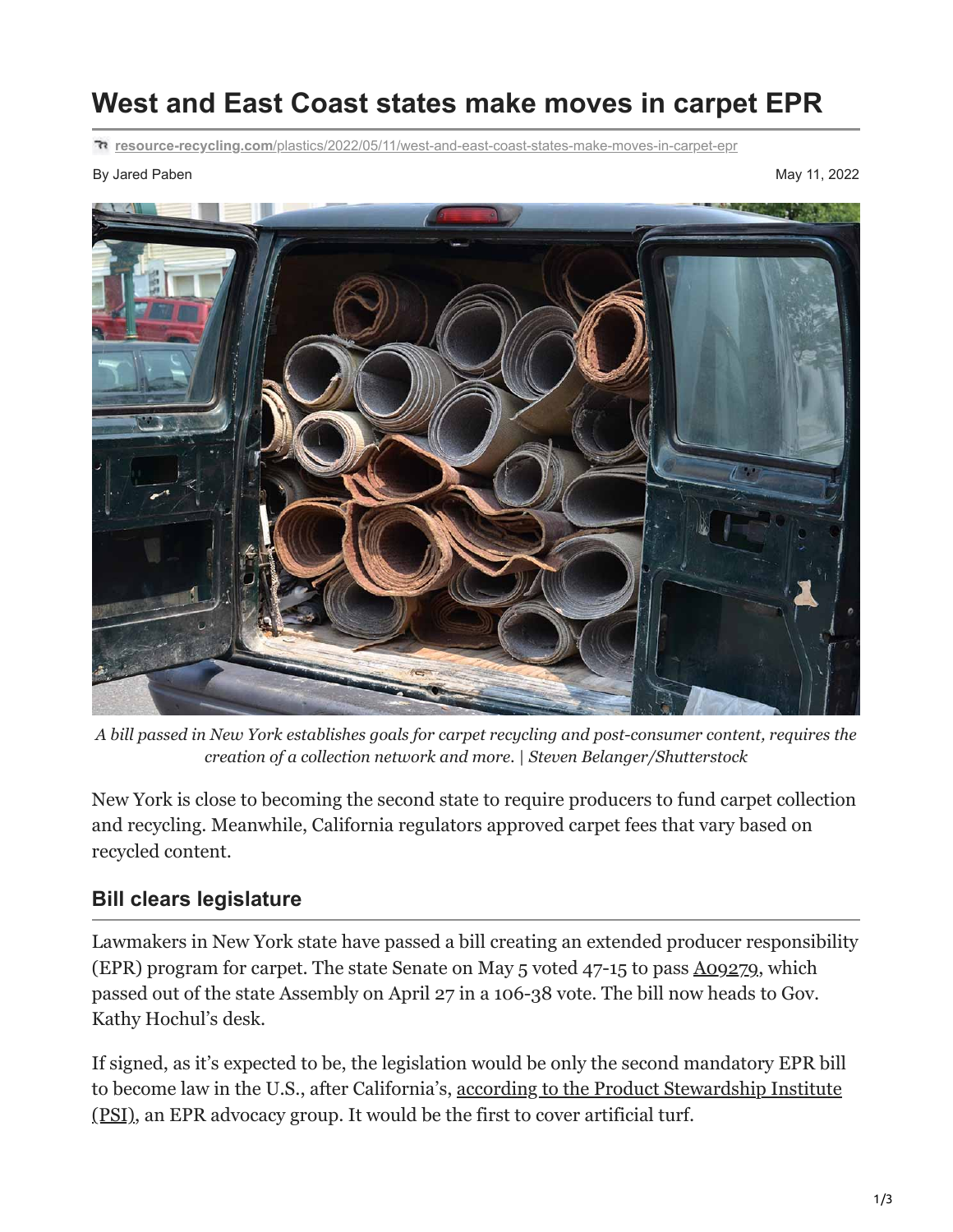# West and East Coast states make moves in carpet EPR

resource-recycling.com/plastics/2022/05/11/west-and-east-coast-states-make-moves-in-carpet-epr

By Jared Paben

May 11, 2022

*A bill passed in New York establishes goals for carpet recycling and post-consumer content, requires the creation of a collection network and more. | Steven Belanger/Shutterstock*

New York is close to becoming the second state to require producers to fund carpet collection and recycling. Meanwhile, California regulators approved carpet fees that vary based on recycled content.

## Bill clears legislature

Lawmakers in New York state have passed a bill creating an extended producer responsibility (EPR) program for carpet. The state Senate on May 5 voted 47-15 to pass A09279, which passed out of the state Assembly on April 27 in a 106-38 vote. The bill now heads to Gov. Kathy Hochul's desk.

If signed, as it's expected to be, the legislation would be only the second mandatory EPR bill to become law in the U.S., after California's, according to the Product Stewardship Institute (PSI), an EPR advocacy group. It would be the first to cover artificial turf.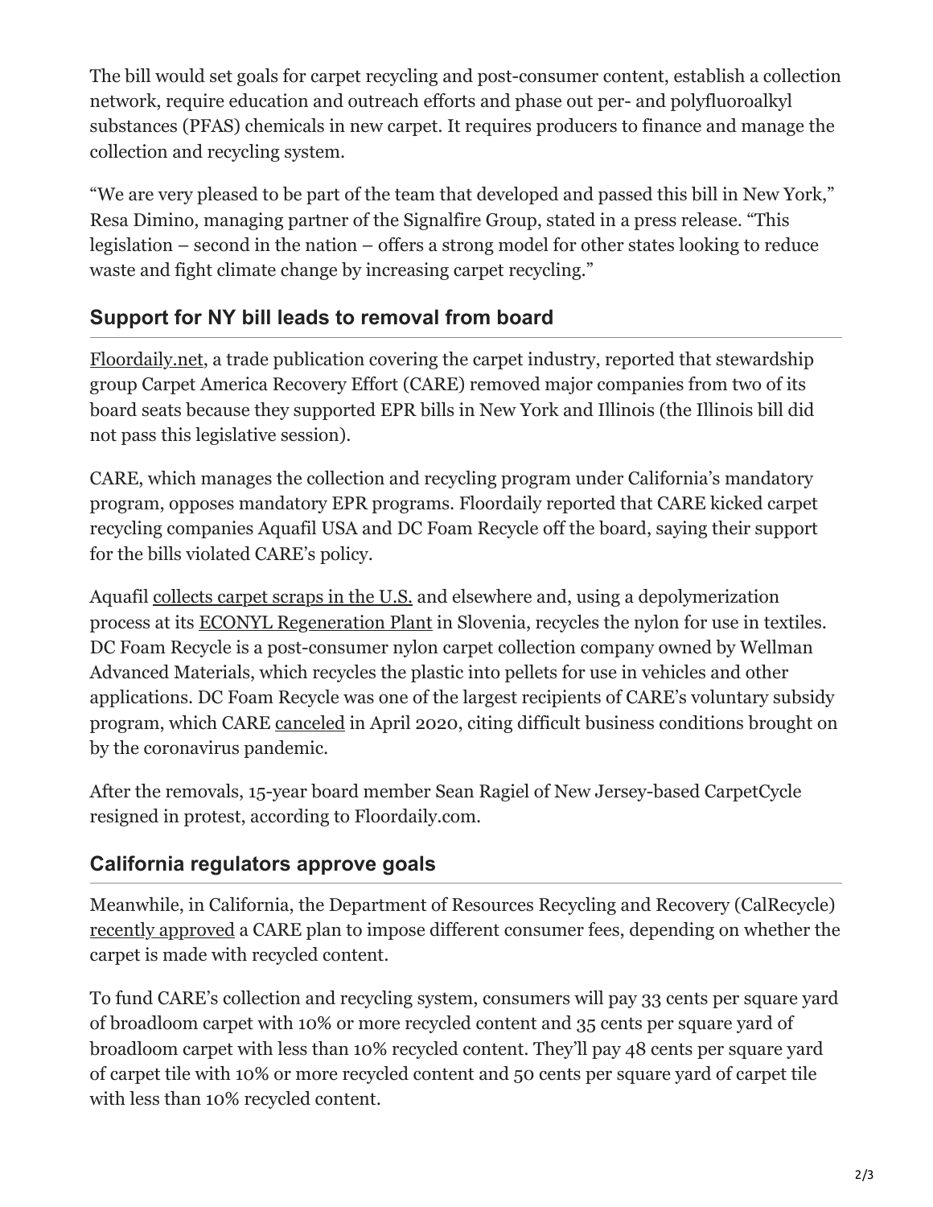The bill would set goals for carpet recycling and post-consumer content, establish a collection network, require education and outreach efforts and phase out per- and polyfluoroalkyl substances (PFAS) chemicals in new carpet. It requires producers to finance and manage the collection and recycling system.

"We are very pleased to be part of the team that developed and passed this bill in New York," Resa Dimino, managing partner of the Signalfire Group, stated in a press release. "This legislation – second in the nation – offers a strong model for other states looking to reduce waste and fight climate change by increasing carpet recycling."

## Support for NY bill leads to removal from board

Floordaily.net, a trade publication covering the carpet industry, reported that stewardship group Carpet America Recovery Effort (CARE) removed major companies from two of its board seats because they supported EPR bills in New York and Illinois (the Illinois bill did not pass this legislative session).

CARE, which manages the collection and recycling program under California's mandatory program, opposes mandatory EPR programs. Floordaily reported that CARE kicked carpet recycling companies Aquafil USA and DC Foam Recycle off the board, saying their support for the bills violated CARE's policy.

Aquafil collects carpet scraps in the U.S. and elsewhere and, using a depolymerization process at its ECONYL Regeneration Plant in Slovenia, recycles the nylon for use in textiles. DC Foam Recycle is a post-consumer nylon carpet collection company owned by Wellman Advanced Materials, which recycles the plastic into pellets for use in vehicles and other applications. DC Foam Recycle was one of the largest recipients of CARE's voluntary subsidy program, which CARE canceled in April 2020, citing difficult business conditions brought on by the coronavirus pandemic.

After the removals, 15-year board member Sean Ragiel of New Jersey-based CarpetCycle resigned in protest, according to Floordaily.com.

## California regulators approve goals

Meanwhile, in California, the Department of Resources Recycling and Recovery (CalRecycle) recently approved a CARE plan to impose different consumer fees, depending on whether the carpet is made with recycled content.

To fund CARE's collection and recycling system, consumers will pay 33 cents per square yard of broadloom carpet with 10% or more recycled content and 35 cents per square yard of broadloom carpet with less than 10% recycled content. They'll pay 48 cents per square yard of carpet tile with 10% or more recycled content and 50 cents per square yard of carpet tile with less than 10% recycled content.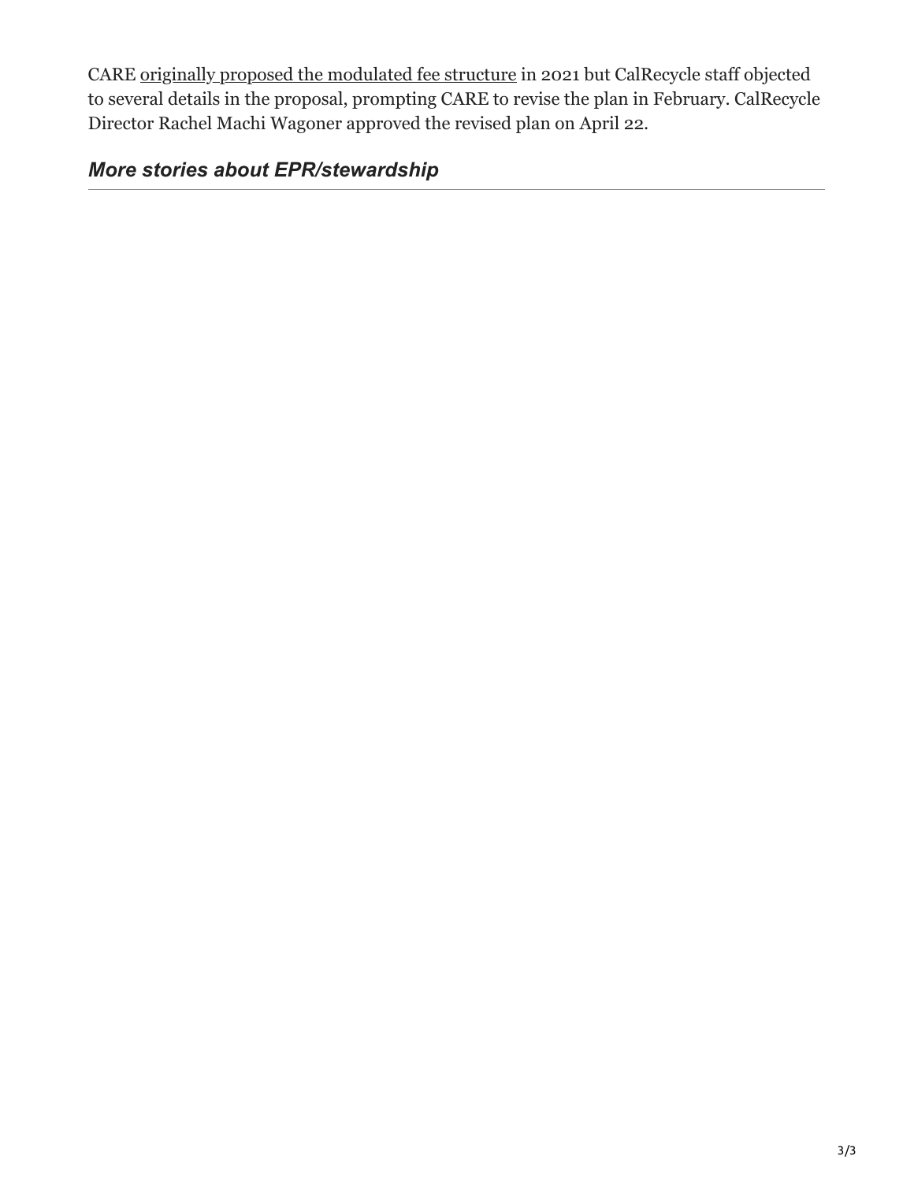CARE originally proposed the modulated fee structure in 2021 but CalRecycle staff objected to several details in the proposal, prompting CARE to revise the plan in February. CalRecycle Director Rachel Machi Wagoner approved the revised plan on April 22.

## *More stories about EPR/stewardship*

---